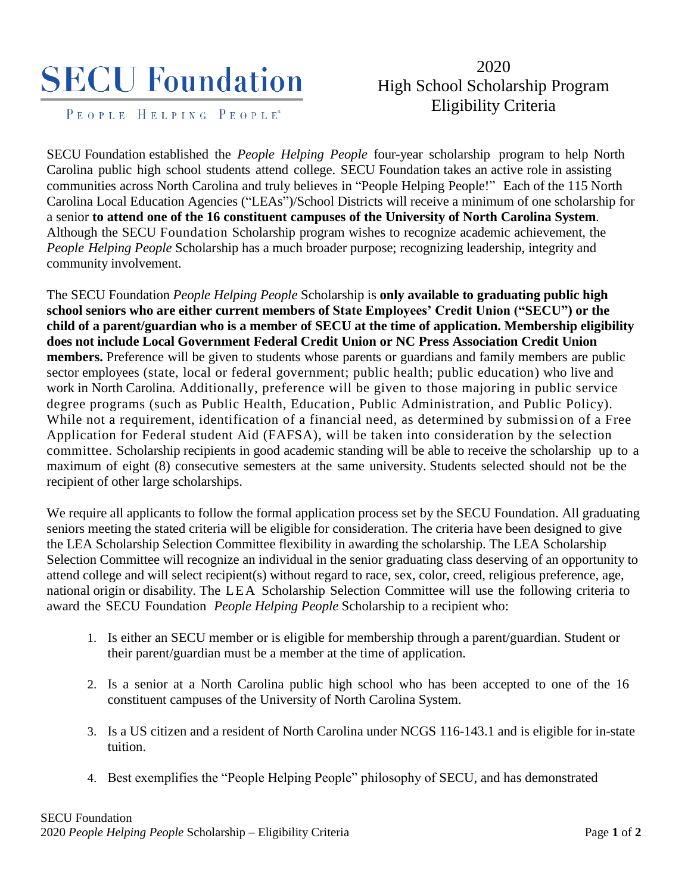# SECU Foundation

PEOPLE HELPING PEOPLE®

## 2020 High School Scholarship Program Eligibility Criteria

SECU Foundation established the *People Helping People* four-year scholarship program to help North Carolina public high school students attend college. SECU Foundation takes an active role in assisting communities across North Carolina and truly believes in "People Helping People!" Each of the 115 North Carolina Local Education Agencies ("LEAs")/School Districts will receive a minimum of one scholarship for a senior **to attend one of the 16 constituent campuses of the University of North Carolina System**. Although the SECU Foundation Scholarship program wishes to recognize academic achievement, the *People Helping People* Scholarship has a much broader purpose; recognizing leadership, integrity and community involvement.

The SECU Foundation *People Helping People* Scholarship is **only available to graduating public high school seniors who are either current members of State Employees' Credit Union ("SECU") or the child of a parent/guardian who is a member of SECU at the time of application. Membership eligibility does not include Local Government Federal Credit Union or NC Press Association Credit Union members.** Preference will be given to students whose parents or guardians and family members are public sector employees (state, local or federal government; public health; public education) who live and work in North Carolina. Additionally, preference will be given to those majoring in public service degree programs (such as Public Health, Education, Public Administration, and Public Policy). While not a requirement, identification of a financial need, as determined by submission of a Free Application for Federal student Aid (FAFSA), will be taken into consideration by the selection committee. Scholarship recipients in good academic standing will be able to receive the scholarship up to a maximum of eight (8) consecutive semesters at the same university. Students selected should not be the recipient of other large scholarships.

We require all applicants to follow the formal application process set by the SECU Foundation. All graduating seniors meeting the stated criteria will be eligible for consideration. The criteria have been designed to give the LEA Scholarship Selection Committee flexibility in awarding the scholarship. The LEA Scholarship Selection Committee will recognize an individual in the senior graduating class deserving of an opportunity to attend college and will select recipient(s) without regard to race, sex, color, creed, religious preference, age, national origin or disability. The LEA Scholarship Selection Committee will use the following criteria to award the SECU Foundation *People Helping People* Scholarship to a recipient who:

1. Is either an SECU member or is eligible for membership through a parent/guardian. Student or their parent/guardian must be a member at the time of application.
2. Is a senior at a North Carolina public high school who has been accepted to one of the 16 constituent campuses of the University of North Carolina System.
3. Is a US citizen and a resident of North Carolina under NCGS 116-143.1 and is eligible for in-state tuition.
4. Best exemplifies the "People Helping People" philosophy of SECU, and has demonstrated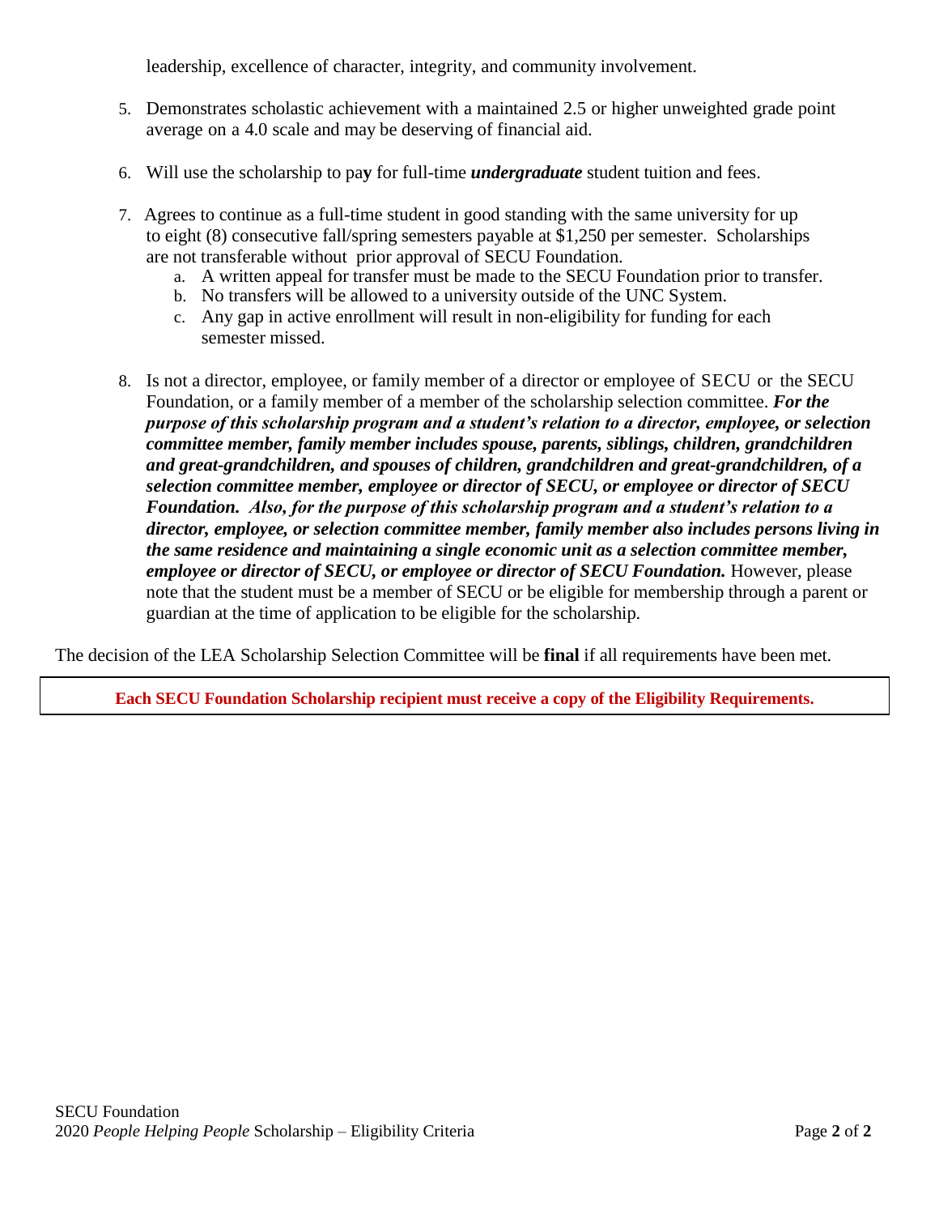leadership, excellence of character, integrity, and community involvement.

5. Demonstrates scholastic achievement with a maintained 2.5 or higher unweighted grade point average on a 4.0 scale and may be deserving of financial aid.

6. Will use the scholarship to pay for full-time ***undergraduate*** student tuition and fees.

7. Agrees to continue as a full-time student in good standing with the same university for up to eight (8) consecutive fall/spring semesters payable at $1,250 per semester. Scholarships are not transferable without prior approval of SECU Foundation.
   a. A written appeal for transfer must be made to the SECU Foundation prior to transfer.
   b. No transfers will be allowed to a university outside of the UNC System.
   c. Any gap in active enrollment will result in non-eligibility for funding for each semester missed.

8. Is not a director, employee, or family member of a director or employee of SECU or the SECU Foundation, or a family member of a member of the scholarship selection committee. ***For the purpose of this scholarship program and a student's relation to a director, employee, or selection committee member, family member includes spouse, parents, siblings, children, grandchildren and great-grandchildren, and spouses of children, grandchildren and great-grandchildren, of a selection committee member, employee or director of SECU, or employee or director of SECU Foundation. Also, for the purpose of this scholarship program and a student's relation to a director, employee, or selection committee member, family member also includes persons living in the same residence and maintaining a single economic unit as a selection committee member, employee or director of SECU, or employee or director of SECU Foundation.*** However, please note that the student must be a member of SECU or be eligible for membership through a parent or guardian at the time of application to be eligible for the scholarship.

The decision of the LEA Scholarship Selection Committee will be **final** if all requirements have been met.

**Each SECU Foundation Scholarship recipient must receive a copy of the Eligibility Requirements.**